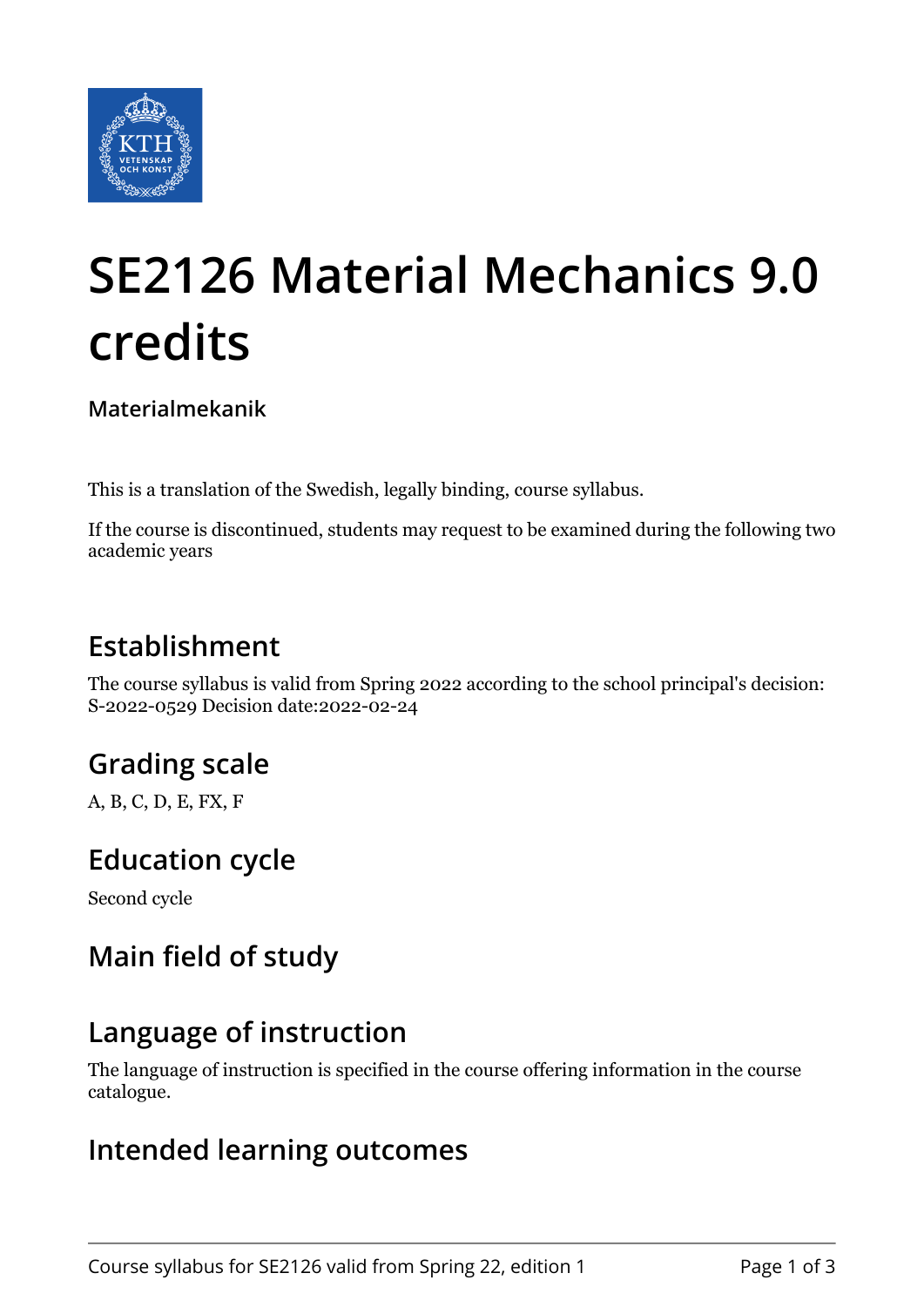# SE2126 Material Mechanics 9.0 credits

**Materialmekanik**

This is a translation of the Swedish, legally binding, course syllabus.

If the course is discontinued, students may request to be examined during the following two academic years

## Establishment

The course syllabus is valid from Spring 2022 according to the school principal's decision: S-2022-0529 Decision date:2022-02-24

## Grading scale

A, B, C, D, E, FX, F

## Education cycle

Second cycle

## Main field of study

## Language of instruction

The language of instruction is specified in the course offering information in the course catalogue.

## Intended learning outcomes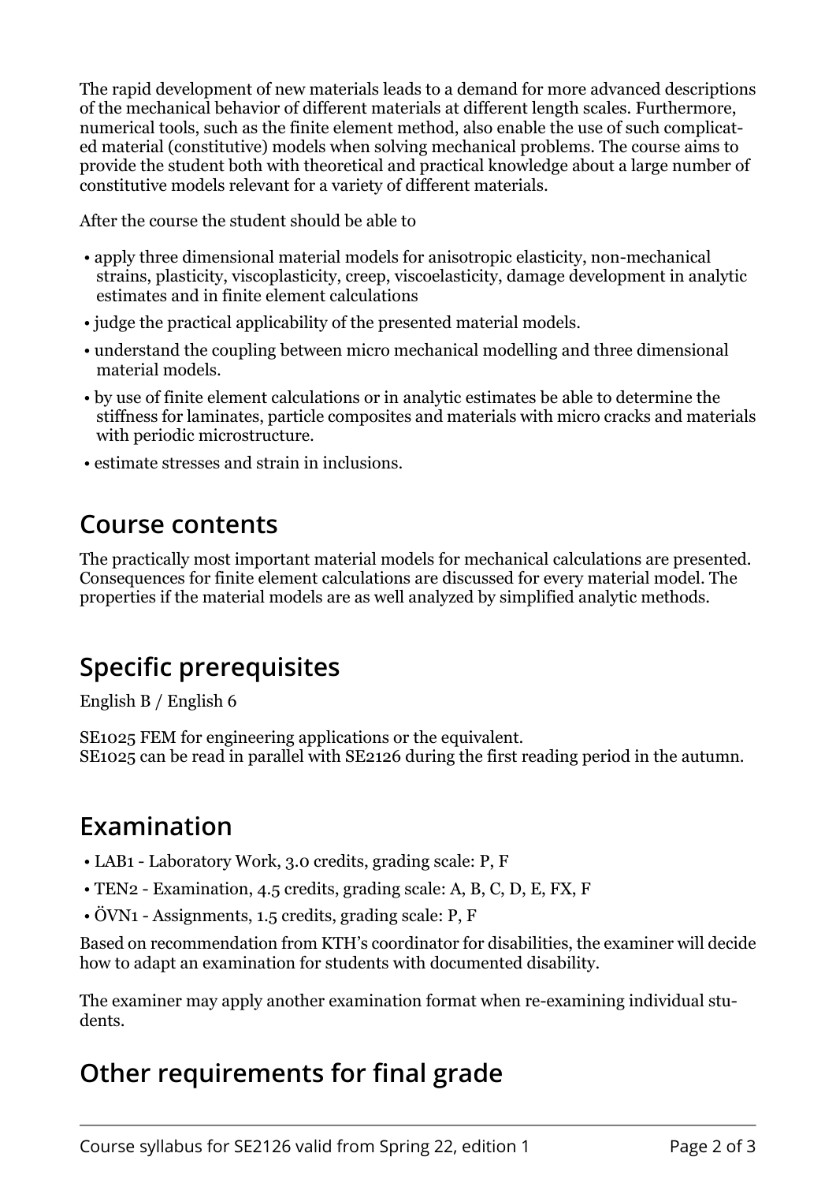The rapid development of new materials leads to a demand for more advanced descriptions of the mechanical behavior of different materials at different length scales. Furthermore, numerical tools, such as the finite element method, also enable the use of such complicated material (constitutive) models when solving mechanical problems. The course aims to provide the student both with theoretical and practical knowledge about a large number of constitutive models relevant for a variety of different materials.

After the course the student should be able to

- apply three dimensional material models for anisotropic elasticity, non-mechanical strains, plasticity, viscoplasticity, creep, viscoelasticity, damage development in analytic estimates and in finite element calculations
- judge the practical applicability of the presented material models.
- understand the coupling between micro mechanical modelling and three dimensional material models.
- by use of finite element calculations or in analytic estimates be able to determine the stiffness for laminates, particle composites and materials with micro cracks and materials with periodic microstructure.
- estimate stresses and strain in inclusions.

## Course contents

The practically most important material models for mechanical calculations are presented. Consequences for finite element calculations are discussed for every material model. The properties if the material models are as well analyzed by simplified analytic methods.

## Specific prerequisites

English B / English 6

SE1025 FEM for engineering applications or the equivalent.
SE1025 can be read in parallel with SE2126 during the first reading period in the autumn.

## Examination

- LAB1 - Laboratory Work, 3.0 credits, grading scale: P, F
- TEN2 - Examination, 4.5 credits, grading scale: A, B, C, D, E, FX, F
- ÖVN1 - Assignments, 1.5 credits, grading scale: P, F

Based on recommendation from KTH's coordinator for disabilities, the examiner will decide how to adapt an examination for students with documented disability.

The examiner may apply another examination format when re-examining individual students.

## Other requirements for final grade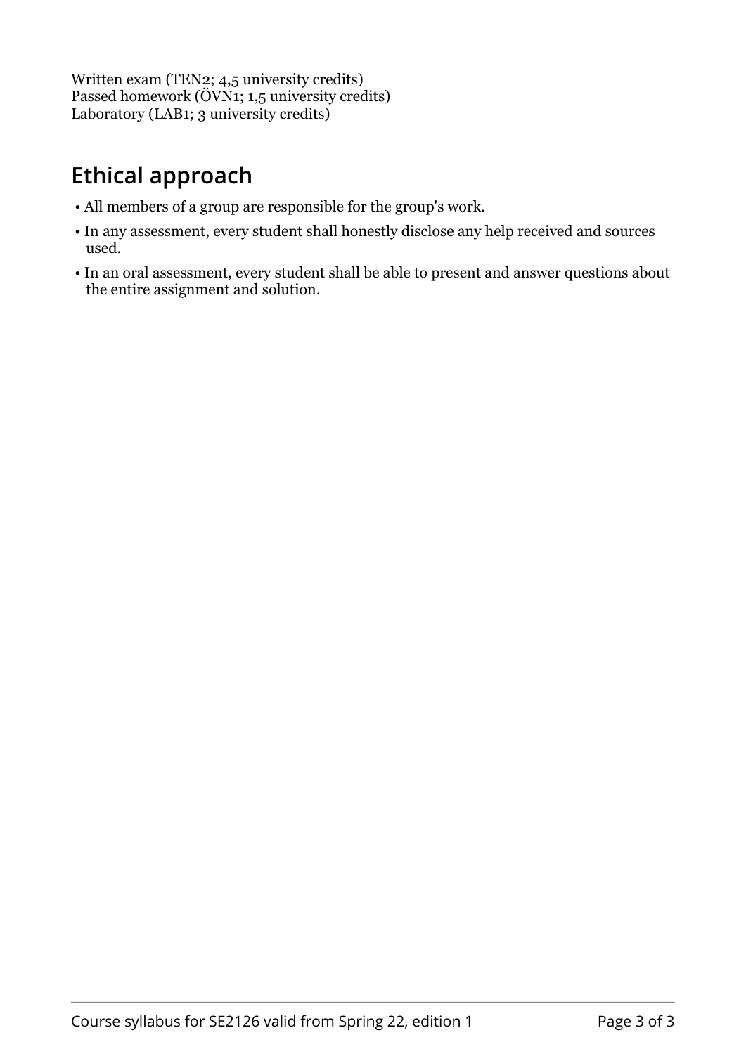Written exam (TEN2; 4,5 university credits)
Passed homework (ÖVN1; 1,5 university credits)
Laboratory (LAB1; 3 university credits)

## Ethical approach

- All members of a group are responsible for the group's work.
- In any assessment, every student shall honestly disclose any help received and sources used.
- In an oral assessment, every student shall be able to present and answer questions about the entire assignment and solution.